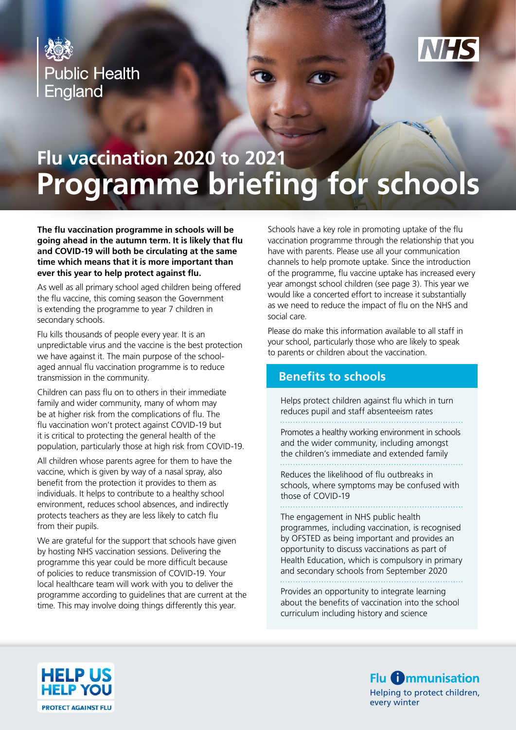Public Health England

NHS

# Flu vaccination 2020 to 2021
# Programme briefing for schools

**The flu vaccination programme in schools will be going ahead in the autumn term. It is likely that flu and COVID-19 will both be circulating at the same time which means that it is more important than ever this year to help protect against flu.**

As well as all primary school aged children being offered the flu vaccine, this coming season the Government is extending the programme to year 7 children in secondary schools.

Flu kills thousands of people every year. It is an unpredictable virus and the vaccine is the best protection we have against it. The main purpose of the school-aged annual flu vaccination programme is to reduce transmission in the community.

Children can pass flu on to others in their immediate family and wider community, many of whom may be at higher risk from the complications of flu. The flu vaccination won't protect against COVID-19 but it is critical to protecting the general health of the population, particularly those at high risk from COVID-19.

All children whose parents agree for them to have the vaccine, which is given by way of a nasal spray, also benefit from the protection it provides to them as individuals. It helps to contribute to a healthy school environment, reduces school absences, and indirectly protects teachers as they are less likely to catch flu from their pupils.

We are grateful for the support that schools have given by hosting NHS vaccination sessions. Delivering the programme this year could be more difficult because of policies to reduce transmission of COVID-19. Your local healthcare team will work with you to deliver the programme according to guidelines that are current at the time. This may involve doing things differently this year.

Schools have a key role in promoting uptake of the flu vaccination programme through the relationship that you have with parents. Please use all your communication channels to help promote uptake. Since the introduction of the programme, flu vaccine uptake has increased every year amongst school children (see page 3). This year we would like a concerted effort to increase it substantially as we need to reduce the impact of flu on the NHS and social care.

Please do make this information available to all staff in your school, particularly those who are likely to speak to parents or children about the vaccination.

## Benefits to schools

Helps protect children against flu which in turn reduces pupil and staff absenteeism rates

Promotes a healthy working environment in schools and the wider community, including amongst the children's immediate and extended family

Reduces the likelihood of flu outbreaks in schools, where symptoms may be confused with those of COVID-19

The engagement in NHS public health programmes, including vaccination, is recognised by OFSTED as being important and provides an opportunity to discuss vaccinations as part of Health Education, which is compulsory in primary and secondary schools from September 2020

Provides an opportunity to integrate learning about the benefits of vaccination into the school curriculum including history and science

HELP US HELP YOU
PROTECT AGAINST FLU

Flu immunisation
Helping to protect children, every winter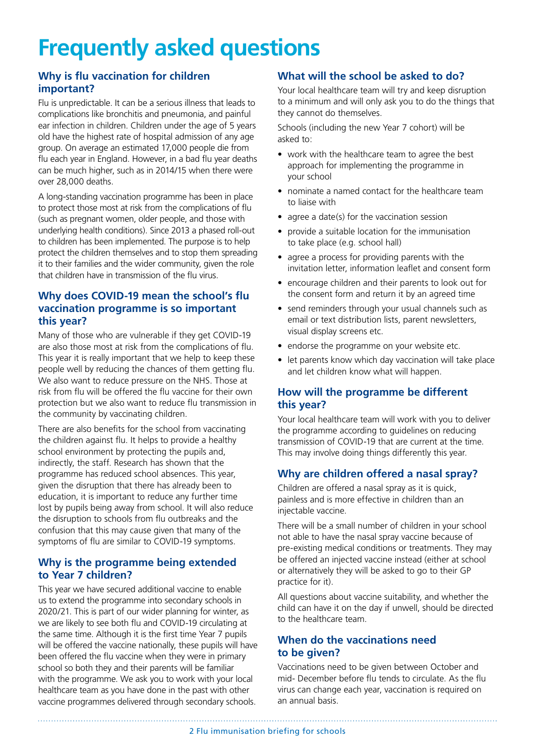# Frequently asked questions

## Why is flu vaccination for children important?

Flu is unpredictable. It can be a serious illness that leads to complications like bronchitis and pneumonia, and painful ear infection in children. Children under the age of 5 years old have the highest rate of hospital admission of any age group. On average an estimated 17,000 people die from flu each year in England. However, in a bad flu year deaths can be much higher, such as in 2014/15 when there were over 28,000 deaths.

A long-standing vaccination programme has been in place to protect those most at risk from the complications of flu (such as pregnant women, older people, and those with underlying health conditions). Since 2013 a phased roll-out to children has been implemented. The purpose is to help protect the children themselves and to stop them spreading it to their families and the wider community, given the role that children have in transmission of the flu virus.

## Why does COVID-19 mean the school's flu vaccination programme is so important this year?

Many of those who are vulnerable if they get COVID-19 are also those most at risk from the complications of flu. This year it is really important that we help to keep these people well by reducing the chances of them getting flu. We also want to reduce pressure on the NHS. Those at risk from flu will be offered the flu vaccine for their own protection but we also want to reduce flu transmission in the community by vaccinating children.

There are also benefits for the school from vaccinating the children against flu. It helps to provide a healthy school environment by protecting the pupils and, indirectly, the staff. Research has shown that the programme has reduced school absences. This year, given the disruption that there has already been to education, it is important to reduce any further time lost by pupils being away from school. It will also reduce the disruption to schools from flu outbreaks and the confusion that this may cause given that many of the symptoms of flu are similar to COVID-19 symptoms.

## Why is the programme being extended to Year 7 children?

This year we have secured additional vaccine to enable us to extend the programme into secondary schools in 2020/21. This is part of our wider planning for winter, as we are likely to see both flu and COVID-19 circulating at the same time. Although it is the first time Year 7 pupils will be offered the vaccine nationally, these pupils will have been offered the flu vaccine when they were in primary school so both they and their parents will be familiar with the programme. We ask you to work with your local healthcare team as you have done in the past with other vaccine programmes delivered through secondary schools.

## What will the school be asked to do?

Your local healthcare team will try and keep disruption to a minimum and will only ask you to do the things that they cannot do themselves.

Schools (including the new Year 7 cohort) will be asked to:

- work with the healthcare team to agree the best approach for implementing the programme in your school
- nominate a named contact for the healthcare team to liaise with
- agree a date(s) for the vaccination session
- provide a suitable location for the immunisation to take place (e.g. school hall)
- agree a process for providing parents with the invitation letter, information leaflet and consent form
- encourage children and their parents to look out for the consent form and return it by an agreed time
- send reminders through your usual channels such as email or text distribution lists, parent newsletters, visual display screens etc.
- endorse the programme on your website etc.
- let parents know which day vaccination will take place and let children know what will happen.

## How will the programme be different this year?

Your local healthcare team will work with you to deliver the programme according to guidelines on reducing transmission of COVID-19 that are current at the time. This may involve doing things differently this year.

## Why are children offered a nasal spray?

Children are offered a nasal spray as it is quick, painless and is more effective in children than an injectable vaccine.

There will be a small number of children in your school not able to have the nasal spray vaccine because of pre-existing medical conditions or treatments. They may be offered an injected vaccine instead (either at school or alternatively they will be asked to go to their GP practice for it).

All questions about vaccine suitability, and whether the child can have it on the day if unwell, should be directed to the healthcare team.

## When do the vaccinations need to be given?

Vaccinations need to be given between October and mid- December before flu tends to circulate. As the flu virus can change each year, vaccination is required on an annual basis.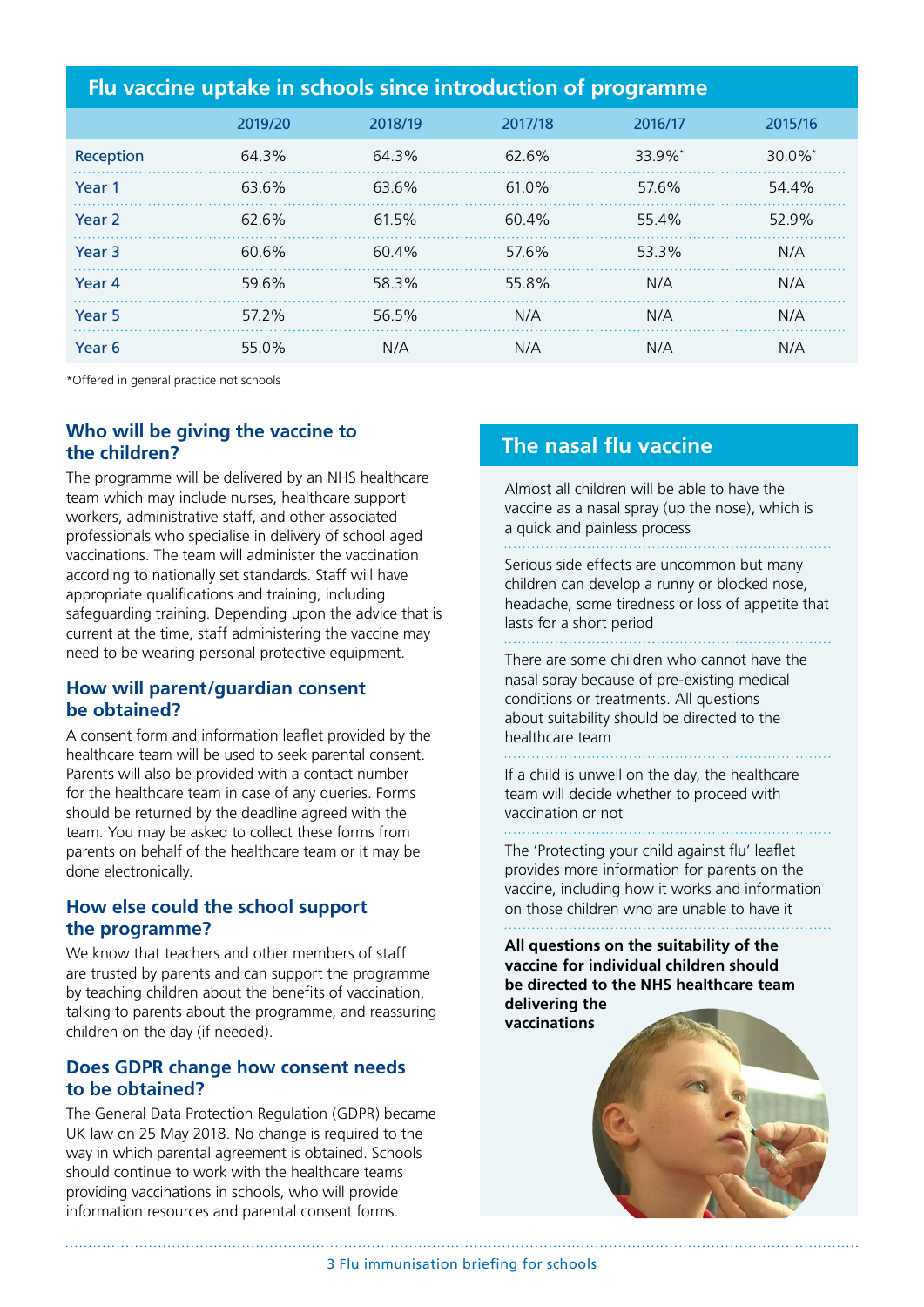## Flu vaccine uptake in schools since introduction of programme

| | 2019/20 | 2018/19 | 2017/18 | 2016/17 | 2015/16 |
|---|---|---|---|---|---|
| Reception | 64.3% | 64.3% | 62.6% | 33.9%* | 30.0%* |
| Year 1 | 63.6% | 63.6% | 61.0% | 57.6% | 54.4% |
| Year 2 | 62.6% | 61.5% | 60.4% | 55.4% | 52.9% |
| Year 3 | 60.6% | 60.4% | 57.6% | 53.3% | N/A |
| Year 4 | 59.6% | 58.3% | 55.8% | N/A | N/A |
| Year 5 | 57.2% | 56.5% | N/A | N/A | N/A |
| Year 6 | 55.0% | N/A | N/A | N/A | N/A |

*Offered in general practice not schools

### Who will be giving the vaccine to the children?

The programme will be delivered by an NHS healthcare team which may include nurses, healthcare support workers, administrative staff, and other associated professionals who specialise in delivery of school aged vaccinations. The team will administer the vaccination according to nationally set standards. Staff will have appropriate qualifications and training, including safeguarding training. Depending upon the advice that is current at the time, staff administering the vaccine may need to be wearing personal protective equipment.

### How will parent/guardian consent be obtained?

A consent form and information leaflet provided by the healthcare team will be used to seek parental consent. Parents will also be provided with a contact number for the healthcare team in case of any queries. Forms should be returned by the deadline agreed with the team. You may be asked to collect these forms from parents on behalf of the healthcare team or it may be done electronically.

### How else could the school support the programme?

We know that teachers and other members of staff are trusted by parents and can support the programme by teaching children about the benefits of vaccination, talking to parents about the programme, and reassuring children on the day (if needed).

### Does GDPR change how consent needs to be obtained?

The General Data Protection Regulation (GDPR) became UK law on 25 May 2018. No change is required to the way in which parental agreement is obtained. Schools should continue to work with the healthcare teams providing vaccinations in schools, who will provide information resources and parental consent forms.

## The nasal flu vaccine

Almost all children will be able to have the vaccine as a nasal spray (up the nose), which is a quick and painless process

Serious side effects are uncommon but many children can develop a runny or blocked nose, headache, some tiredness or loss of appetite that lasts for a short period

There are some children who cannot have the nasal spray because of pre-existing medical conditions or treatments. All questions about suitability should be directed to the healthcare team

If a child is unwell on the day, the healthcare team will decide whether to proceed with vaccination or not

The 'Protecting your child against flu' leaflet provides more information for parents on the vaccine, including how it works and information on those children who are unable to have it

**All questions on the suitability of the vaccine for individual children should be directed to the NHS healthcare team delivering the vaccinations**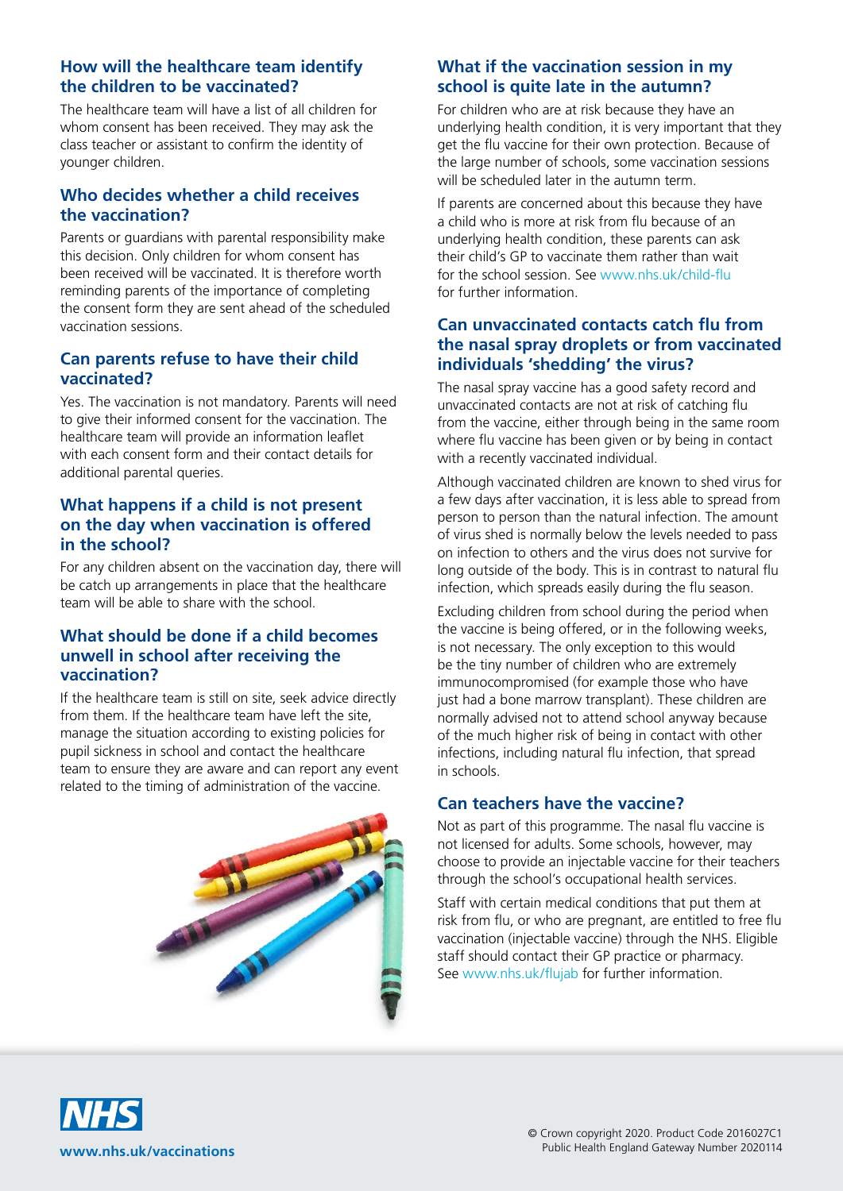## How will the healthcare team identify the children to be vaccinated?

The healthcare team will have a list of all children for whom consent has been received. They may ask the class teacher or assistant to confirm the identity of younger children.

## Who decides whether a child receives the vaccination?

Parents or guardians with parental responsibility make this decision. Only children for whom consent has been received will be vaccinated. It is therefore worth reminding parents of the importance of completing the consent form they are sent ahead of the scheduled vaccination sessions.

## Can parents refuse to have their child vaccinated?

Yes. The vaccination is not mandatory. Parents will need to give their informed consent for the vaccination. The healthcare team will provide an information leaflet with each consent form and their contact details for additional parental queries.

## What happens if a child is not present on the day when vaccination is offered in the school?

For any children absent on the vaccination day, there will be catch up arrangements in place that the healthcare team will be able to share with the school.

## What should be done if a child becomes unwell in school after receiving the vaccination?

If the healthcare team is still on site, seek advice directly from them. If the healthcare team have left the site, manage the situation according to existing policies for pupil sickness in school and contact the healthcare team to ensure they are aware and can report any event related to the timing of administration of the vaccine.

## What if the vaccination session in my school is quite late in the autumn?

For children who are at risk because they have an underlying health condition, it is very important that they get the flu vaccine for their own protection. Because of the large number of schools, some vaccination sessions will be scheduled later in the autumn term.

If parents are concerned about this because they have a child who is more at risk from flu because of an underlying health condition, these parents can ask their child's GP to vaccinate them rather than wait for the school session. See www.nhs.uk/child-flu for further information.

## Can unvaccinated contacts catch flu from the nasal spray droplets or from vaccinated individuals 'shedding' the virus?

The nasal spray vaccine has a good safety record and unvaccinated contacts are not at risk of catching flu from the vaccine, either through being in the same room where flu vaccine has been given or by being in contact with a recently vaccinated individual.

Although vaccinated children are known to shed virus for a few days after vaccination, it is less able to spread from person to person than the natural infection. The amount of virus shed is normally below the levels needed to pass on infection to others and the virus does not survive for long outside of the body. This is in contrast to natural flu infection, which spreads easily during the flu season.

Excluding children from school during the period when the vaccine is being offered, or in the following weeks, is not necessary. The only exception to this would be the tiny number of children who are extremely immunocompromised (for example those who have just had a bone marrow transplant). These children are normally advised not to attend school anyway because of the much higher risk of being in contact with other infections, including natural flu infection, that spread in schools.

## Can teachers have the vaccine?

Not as part of this programme. The nasal flu vaccine is not licensed for adults. Some schools, however, may choose to provide an injectable vaccine for their teachers through the school's occupational health services.

Staff with certain medical conditions that put them at risk from flu, or who are pregnant, are entitled to free flu vaccination (injectable vaccine) through the NHS. Eligible staff should contact their GP practice or pharmacy. See www.nhs.uk/flujab for further information.

NHS

**www.nhs.uk/vaccinations**

© Crown copyright 2020. Product Code 2016027C1
Public Health England Gateway Number 2020114